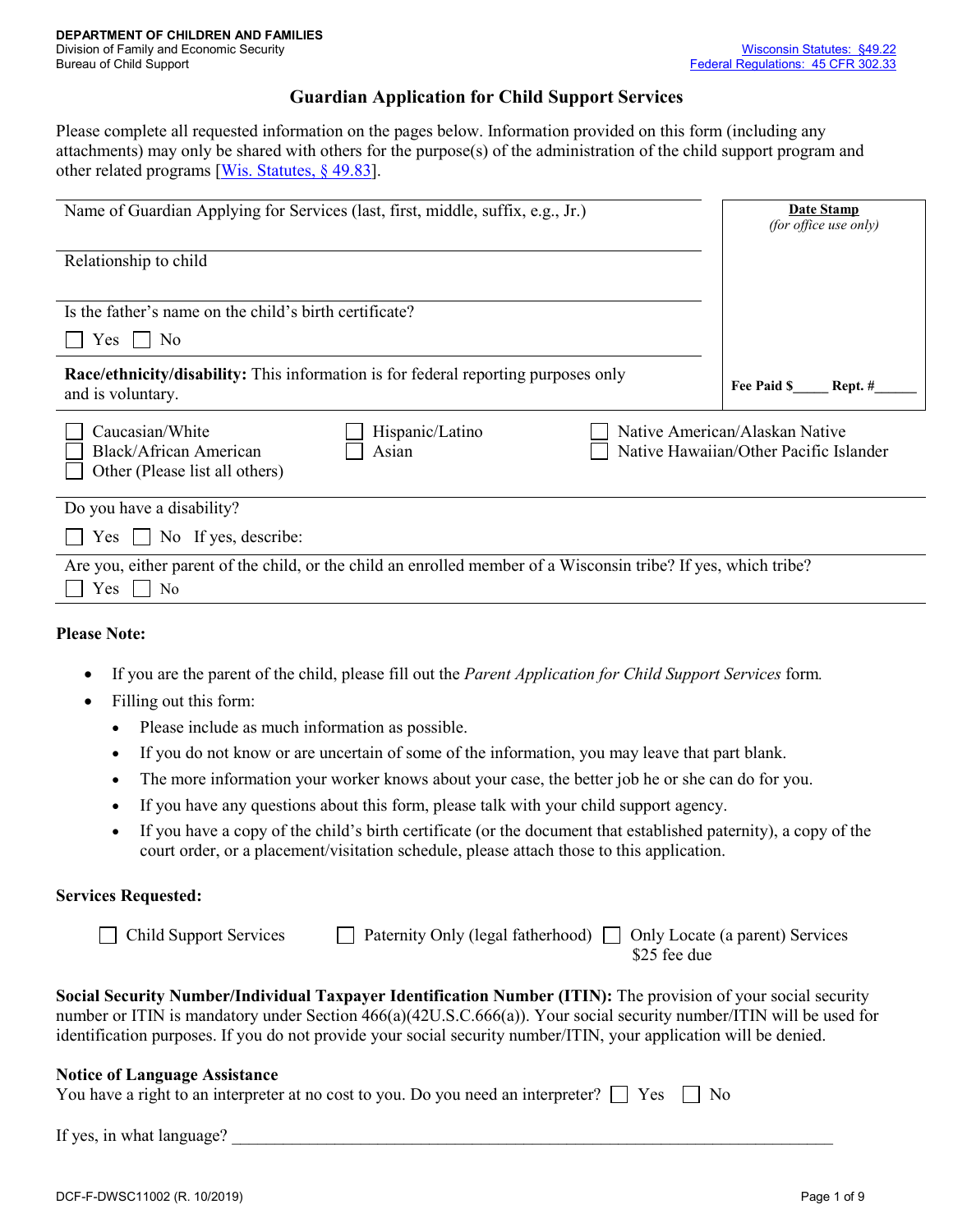DEPARTMENT OF CHILDREN AND FAMILIES
Division of Family and Economic Security
Bureau of Child Support

Wisconsin Statutes: §49.22
Federal Regulations: 45 CFR 302.33

# Guardian Application for Child Support Services

Please complete all requested information on the pages below. Information provided on this form (including any attachments) may only be shared with others for the purpose(s) of the administration of the child support program and other related programs [Wis. Statutes, § 49.83].

| | |
|---|---|
| Name of Guardian Applying for Services (last, first, middle, suffix, e.g., Jr.) | **Date Stamp** *(for office use only)* |
| Relationship to child | |
| Is the father's name on the child's birth certificate? ☐ Yes ☐ No | |
| **Race/ethnicity/disability:** This information is for federal reporting purposes only and is voluntary. | **Fee Paid $\_\_\_\_\_ Rept. #\_\_\_\_\_\_** |

☐ Caucasian/White ☐ Hispanic/Latino ☐ Native American/Alaskan Native
☐ Black/African American ☐ Asian ☐ Native Hawaiian/Other Pacific Islander
☐ Other (Please list all others)

Do you have a disability?
☐ Yes ☐ No If yes, describe:

Are you, either parent of the child, or the child an enrolled member of a Wisconsin tribe? If yes, which tribe?
☐ Yes ☐ No

**Please Note:**

- If you are the parent of the child, please fill out the *Parent Application for Child Support Services* form.
- Filling out this form:
  - Please include as much information as possible.
  - If you do not know or are uncertain of some of the information, you may leave that part blank.
  - The more information your worker knows about your case, the better job he or she can do for you.
  - If you have any questions about this form, please talk with your child support agency.
  - If you have a copy of the child's birth certificate (or the document that established paternity), a copy of the court order, or a placement/visitation schedule, please attach those to this application.

**Services Requested:**

☐ Child Support Services ☐ Paternity Only (legal fatherhood) ☐ Only Locate (a parent) Services $25 fee due

**Social Security Number/Individual Taxpayer Identification Number (ITIN):** The provision of your social security number or ITIN is mandatory under Section 466(a)(42U.S.C.666(a)). Your social security number/ITIN will be used for identification purposes. If you do not provide your social security number/ITIN, your application will be denied.

**Notice of Language Assistance**
You have a right to an interpreter at no cost to you. Do you need an interpreter? ☐ Yes ☐ No

If yes, in what language? \_\_\_\_\_\_\_\_\_\_\_\_\_\_\_\_\_\_\_\_\_\_\_\_\_\_\_\_\_\_\_\_\_\_\_\_\_\_\_\_\_\_\_\_\_\_\_\_\_\_\_\_\_\_\_\_

DCF-F-DWSC11002 (R. 10/2019)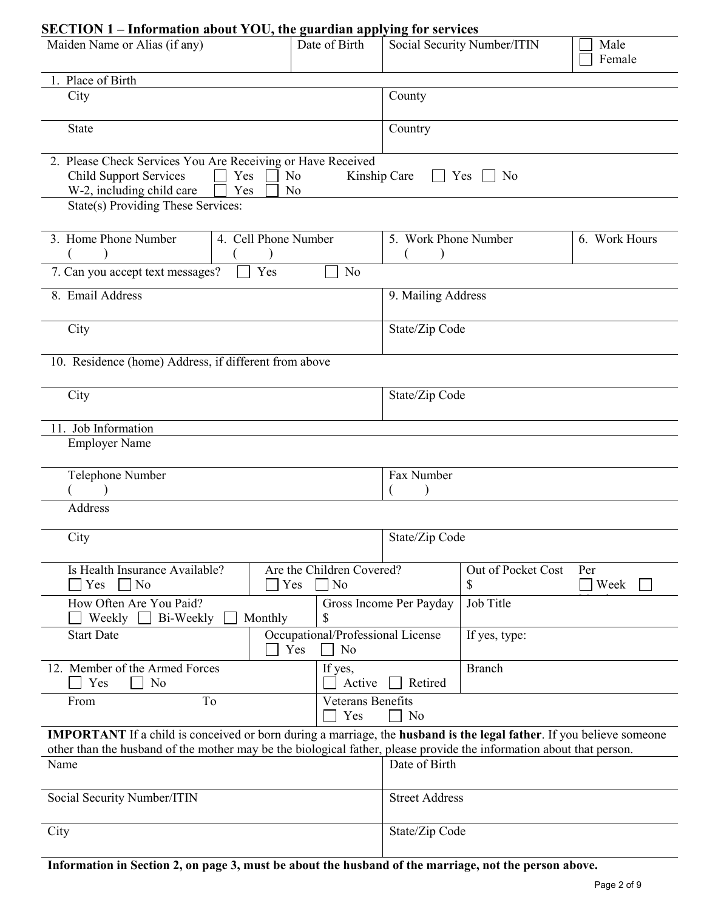## SECTION 1 – Information about YOU, the guardian applying for services

| Maiden Name or Alias (if any) | Date of Birth | Social Security Number/ITIN | ☐ Male ☐ Female |
|---|---|---|---|

1. Place of Birth

| City | County |
|---|---|
| State | Country |

2. Please Check Services You Are Receiving or Have Received

Child Support Services ☐ Yes ☐ No  Kinship Care ☐ Yes ☐ No

W-2, including child care ☐ Yes ☐ No

State(s) Providing These Services:

| 3. Home Phone Number ( ) | 4. Cell Phone Number ( ) | 5. Work Phone Number ( ) | 6. Work Hours |
|---|---|---|---|

7. Can you accept text messages? ☐ Yes ☐ No

| 8. Email Address | 9. Mailing Address |
|---|---|
| City | State/Zip Code |

10. Residence (home) Address, if different from above

| City | State/Zip Code |
|---|---|

11. Job Information

Employer Name

| Telephone Number ( ) | Fax Number ( ) |
|---|---|

Address

| City | State/Zip Code |
|---|---|

| Is Health Insurance Available? ☐ Yes ☐ No | Are the Children Covered? ☐ Yes ☐ No | Out of Pocket Cost $ | Per ☐ Week ☐ |
|---|---|---|---|
| How Often Are You Paid? ☐ Weekly ☐ Bi-Weekly ☐ Monthly | Gross Income Per Payday $ | Job Title | |
| Start Date | Occupational/Professional License ☐ Yes ☐ No | If yes, type: | |

| 12. Member of the Armed Forces ☐ Yes ☐ No | If yes, ☐ Active ☐ Retired | Branch |
|---|---|---|
| From To | Veterans Benefits ☐ Yes ☐ No | |

**IMPORTANT** If a child is conceived or born during a marriage, the **husband is the legal father**. If you believe someone other than the husband of the mother may be the biological father, please provide the information about that person.

| Name | Date of Birth |
|---|---|
| Social Security Number/ITIN | Street Address |
| City | State/Zip Code |

**Information in Section 2, on page 3, must be about the husband of the marriage, not the person above.**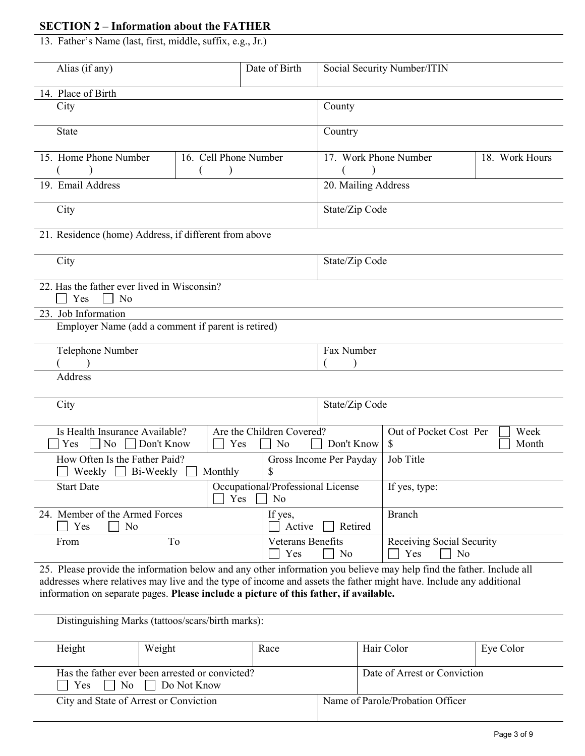## SECTION 2 – Information about the FATHER

13. Father's Name (last, first, middle, suffix, e.g., Jr.)

| Alias (if any) | Date of Birth | Social Security Number/ITIN |
|---|---|---|
| | | |

14. Place of Birth

| City | County |
|---|---|
| State | Country |

| 15. Home Phone Number | 16. Cell Phone Number | 17. Work Phone Number | 18. Work Hours |
|---|---|---|---|
| (   ) | (   ) | (   ) | |

| 19. Email Address | 20. Mailing Address |
|---|---|
| City | State/Zip Code |

21. Residence (home) Address, if different from above

| City | State/Zip Code |
|---|---|
| | |

22. Has the father ever lived in Wisconsin?
☐ Yes ☐ No

23. Job Information

Employer Name (add a comment if parent is retired)

| Telephone Number | Fax Number |
|---|---|
| (   ) | (   ) |

Address

| City | State/Zip Code |
|---|---|
| | |

| Is Health Insurance Available? | Are the Children Covered? | Out of Pocket Cost Per |
|---|---|---|
| ☐ Yes ☐ No ☐ Don't Know | ☐ Yes ☐ No ☐ Don't Know | $ ☐ Week ☐ Month |

| How Often Is the Father Paid? | Gross Income Per Payday | Job Title |
|---|---|---|
| ☐ Weekly ☐ Bi-Weekly ☐ Monthly | $ | |

| Start Date | Occupational/Professional License | If yes, type: |
|---|---|---|
| | ☐ Yes ☐ No | |

| 24. Member of the Armed Forces | If yes, | Branch |
|---|---|---|
| ☐ Yes ☐ No | ☐ Active ☐ Retired | |
| From To | Veterans Benefits ☐ Yes ☐ No | Receiving Social Security ☐ Yes ☐ No |

25. Please provide the information below and any other information you believe may help find the father. Include all addresses where relatives may live and the type of income and assets the father might have. Include any additional information on separate pages. **Please include a picture of this father, if available.**

Distinguishing Marks (tattoos/scars/birth marks):

| Height | Weight | Race | Hair Color | Eye Color |
|---|---|---|---|---|
| | | | | |

| Has the father ever been arrested or convicted? | Date of Arrest or Conviction |
|---|---|
| ☐ Yes ☐ No ☐ Do Not Know | |
| City and State of Arrest or Conviction | Name of Parole/Probation Officer |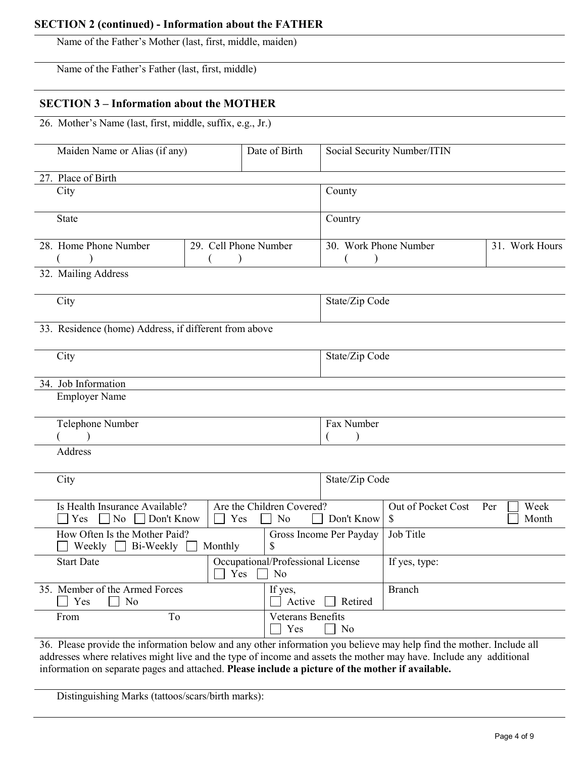## SECTION 2 (continued) - Information about the FATHER

Name of the Father's Mother (last, first, middle, maiden)

Name of the Father's Father (last, first, middle)

## SECTION 3 – Information about the MOTHER

26. Mother's Name (last, first, middle, suffix, e.g., Jr.)

| Maiden Name or Alias (if any) | Date of Birth | Social Security Number/ITIN |
|---|---|---|
| | | |

27. Place of Birth

| City | County |
|---|---|
| State | Country |

| 28. Home Phone Number | 29. Cell Phone Number | 30. Work Phone Number | 31. Work Hours |
|---|---|---|---|
| (    ) | (    ) | (    ) | |

32. Mailing Address

| City | State/Zip Code |
|---|---|
| | |

33. Residence (home) Address, if different from above

| City | State/Zip Code |
|---|---|
| | |

34. Job Information

Employer Name

| Telephone Number | Fax Number |
|---|---|
| (    ) | (    ) |

Address

| City | State/Zip Code |
|---|---|
| | |

| Is Health Insurance Available? | Are the Children Covered? | Out of Pocket Cost Per |
|---|---|---|
| ☐ Yes ☐ No ☐ Don't Know | ☐ Yes ☐ No ☐ Don't Know | $ ☐ Week ☐ Month |

| How Often Is the Mother Paid? | Gross Income Per Payday | Job Title |
|---|---|---|
| ☐ Weekly ☐ Bi-Weekly ☐ Monthly | $ | |

| Start Date | Occupational/Professional License | If yes, type: |
|---|---|---|
| | ☐ Yes ☐ No | |

| 35. Member of the Armed Forces | If yes, | Branch |
|---|---|---|
| ☐ Yes ☐ No | ☐ Active ☐ Retired | |
| From          To | Veterans Benefits ☐ Yes ☐ No | |

36. Please provide the information below and any other information you believe may help find the mother. Include all addresses where relatives might live and the type of income and assets the mother may have. Include any additional information on separate pages and attached. **Please include a picture of the mother if available.**

Distinguishing Marks (tattoos/scars/birth marks):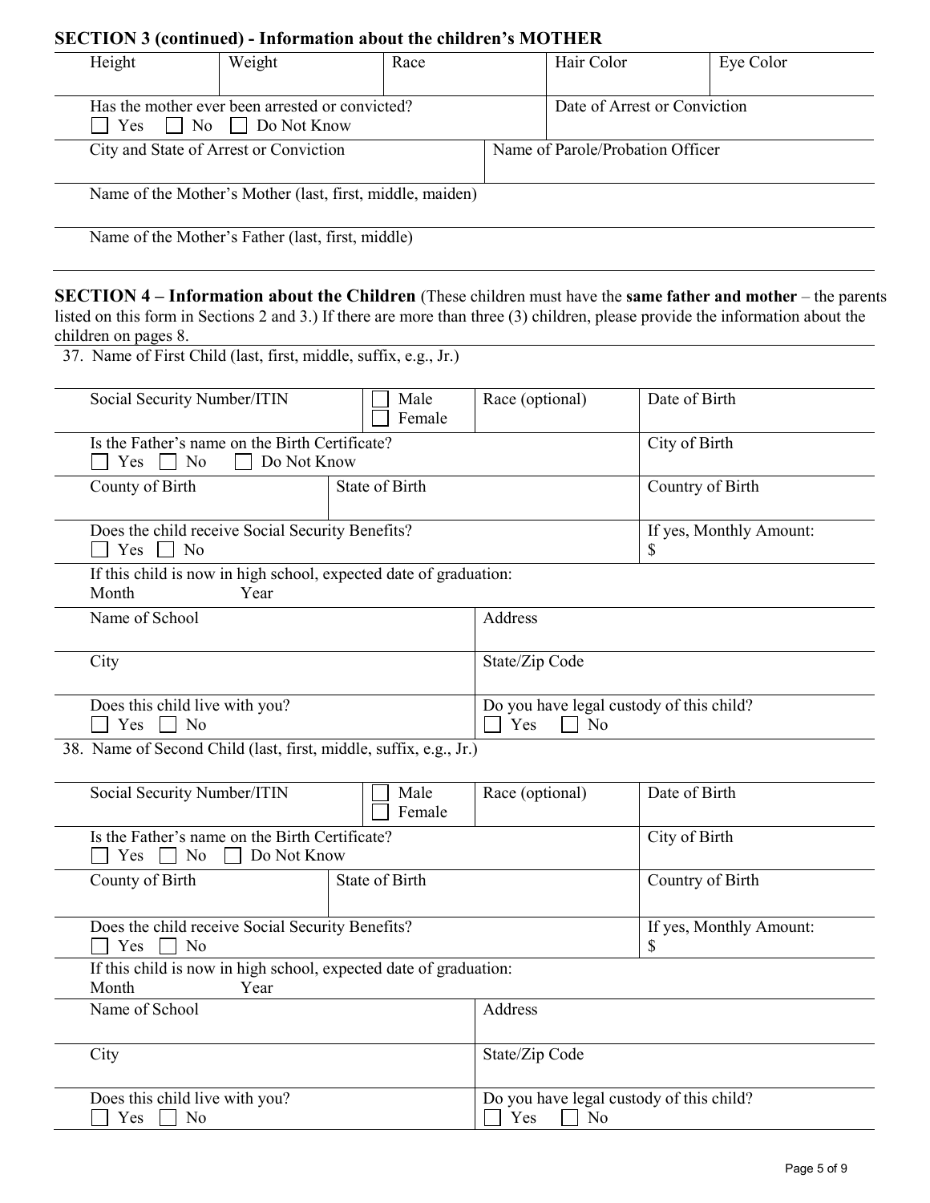## SECTION 3 (continued) - Information about the children's MOTHER

| Height | Weight | Race | Hair Color | Eye Color |
|---|---|---|---|---|
| | | | | |

| Has the mother ever been arrested or convicted? ☐ Yes ☐ No ☐ Do Not Know | Date of Arrest or Conviction |
|---|---|
| **City and State of Arrest or Conviction** | **Name of Parole/Probation Officer** |
| | |

Name of the Mother's Mother (last, first, middle, maiden)

Name of the Mother's Father (last, first, middle)

**SECTION 4 – Information about the Children** (These children must have the **same father and mother** – the parents listed on this form in Sections 2 and 3.) If there are more than three (3) children, please provide the information about the children on pages 8.

37. Name of First Child (last, first, middle, suffix, e.g., Jr.)

| Social Security Number/ITIN | ☐ Male ☐ Female | Race (optional) | Date of Birth |
|---|---|---|---|
| Is the Father's name on the Birth Certificate? ☐ Yes ☐ No ☐ Do Not Know | | | City of Birth |
| County of Birth | State of Birth | | Country of Birth |
| Does the child receive Social Security Benefits? ☐ Yes ☐ No | | | If yes, Monthly Amount: $ |
| If this child is now in high school, expected date of graduation: Month Year | | | |
| Name of School | | Address | |
| City | | State/Zip Code | |
| Does this child live with you? ☐ Yes ☐ No | | Do you have legal custody of this child? ☐ Yes ☐ No | |

38. Name of Second Child (last, first, middle, suffix, e.g., Jr.)

| Social Security Number/ITIN | ☐ Male ☐ Female | Race (optional) | Date of Birth |
|---|---|---|---|
| Is the Father's name on the Birth Certificate? ☐ Yes ☐ No ☐ Do Not Know | | | City of Birth |
| County of Birth | State of Birth | | Country of Birth |
| Does the child receive Social Security Benefits? ☐ Yes ☐ No | | | If yes, Monthly Amount: $ |
| If this child is now in high school, expected date of graduation: Month Year | | | |
| Name of School | | Address | |
| City | | State/Zip Code | |
| Does this child live with you? ☐ Yes ☐ No | | Do you have legal custody of this child? ☐ Yes ☐ No | |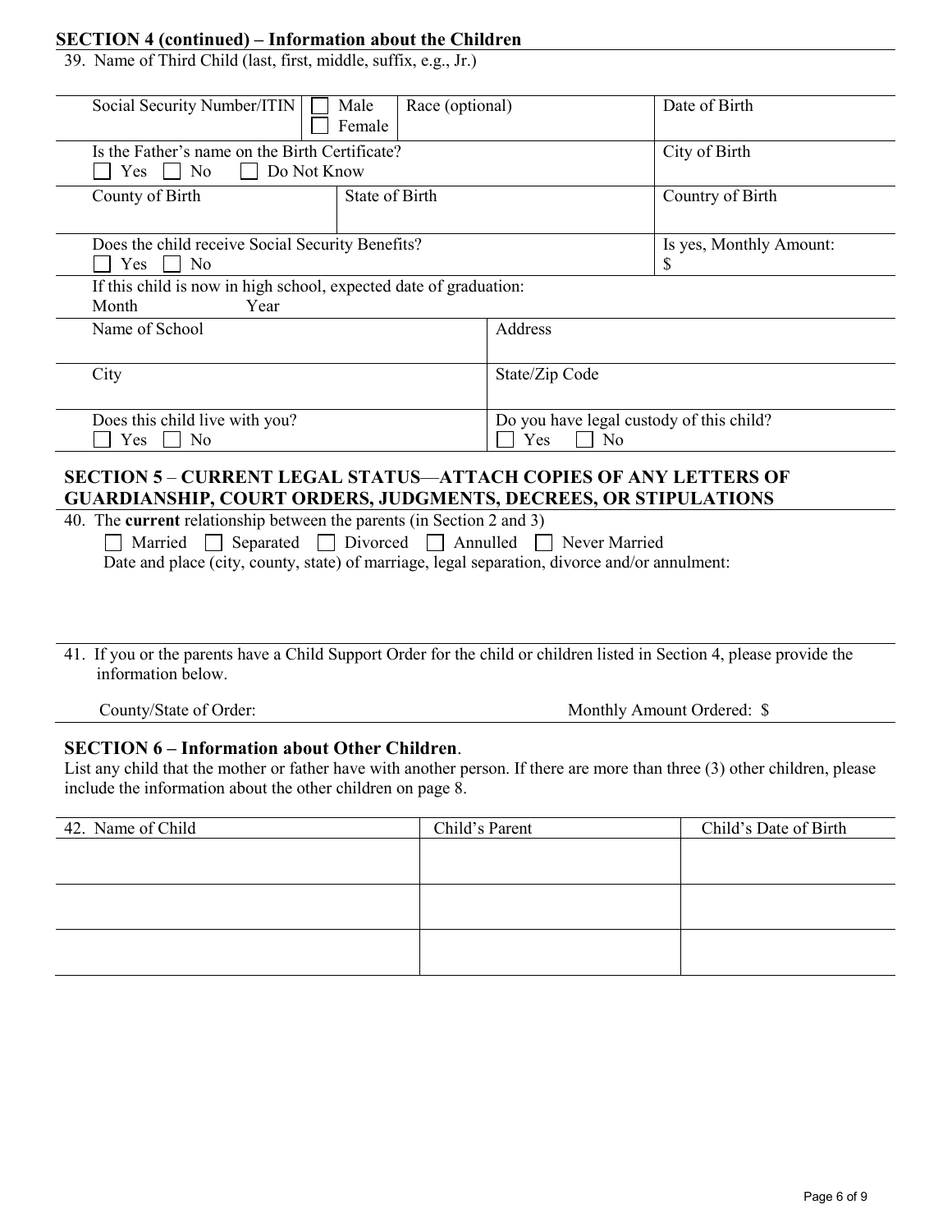## SECTION 4 (continued) – Information about the Children

39. Name of Third Child (last, first, middle, suffix, e.g., Jr.)

| Social Security Number/ITIN | ☐ Male ☐ Female | Race (optional) | Date of Birth |
|---|---|---|---|
| Is the Father's name on the Birth Certificate? ☐ Yes ☐ No ☐ Do Not Know | | | City of Birth |
| County of Birth | State of Birth | | Country of Birth |
| Does the child receive Social Security Benefits? ☐ Yes ☐ No | | | Is yes, Monthly Amount: $ |

If this child is now in high school, expected date of graduation:
Month Year

| Name of School | Address |
|---|---|
| City | State/Zip Code |
| Does this child live with you? ☐ Yes ☐ No | Do you have legal custody of this child? ☐ Yes ☐ No |

## SECTION 5 – CURRENT LEGAL STATUS—ATTACH COPIES OF ANY LETTERS OF GUARDIANSHIP, COURT ORDERS, JUDGMENTS, DECREES, OR STIPULATIONS

40. The **current** relationship between the parents (in Section 2 and 3)

☐ Married ☐ Separated ☐ Divorced ☐ Annulled ☐ Never Married

Date and place (city, county, state) of marriage, legal separation, divorce and/or annulment:

41. If you or the parents have a Child Support Order for the child or children listed in Section 4, please provide the information below.

County/State of Order: Monthly Amount Ordered: $

## SECTION 6 – Information about Other Children.

List any child that the mother or father have with another person. If there are more than three (3) other children, please include the information about the other children on page 8.

| 42. Name of Child | Child's Parent | Child's Date of Birth |
|---|---|---|
| | | |
| | | |
| | | |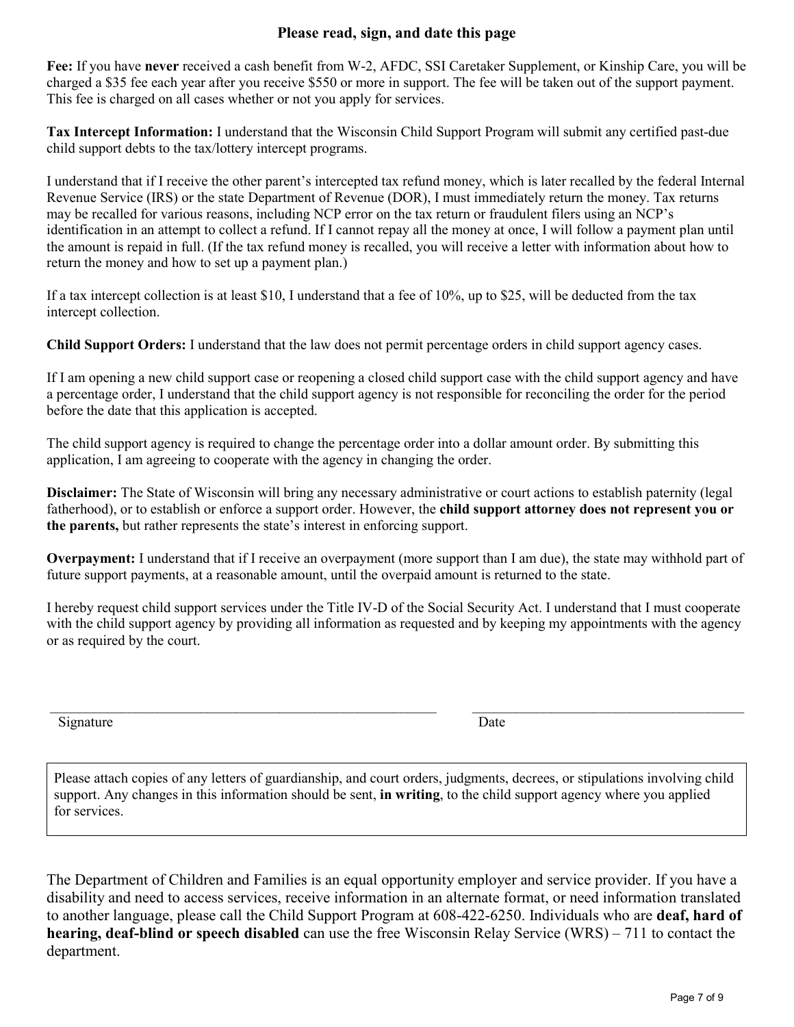## Please read, sign, and date this page

**Fee:** If you have **never** received a cash benefit from W-2, AFDC, SSI Caretaker Supplement, or Kinship Care, you will be charged a $35 fee each year after you receive $550 or more in support. The fee will be taken out of the support payment. This fee is charged on all cases whether or not you apply for services.

**Tax Intercept Information:** I understand that the Wisconsin Child Support Program will submit any certified past-due child support debts to the tax/lottery intercept programs.

I understand that if I receive the other parent's intercepted tax refund money, which is later recalled by the federal Internal Revenue Service (IRS) or the state Department of Revenue (DOR), I must immediately return the money. Tax returns may be recalled for various reasons, including NCP error on the tax return or fraudulent filers using an NCP's identification in an attempt to collect a refund. If I cannot repay all the money at once, I will follow a payment plan until the amount is repaid in full. (If the tax refund money is recalled, you will receive a letter with information about how to return the money and how to set up a payment plan.)

If a tax intercept collection is at least $10, I understand that a fee of 10%, up to $25, will be deducted from the tax intercept collection.

**Child Support Orders:** I understand that the law does not permit percentage orders in child support agency cases.

If I am opening a new child support case or reopening a closed child support case with the child support agency and have a percentage order, I understand that the child support agency is not responsible for reconciling the order for the period before the date that this application is accepted.

The child support agency is required to change the percentage order into a dollar amount order. By submitting this application, I am agreeing to cooperate with the agency in changing the order.

**Disclaimer:** The State of Wisconsin will bring any necessary administrative or court actions to establish paternity (legal fatherhood), or to establish or enforce a support order. However, the **child support attorney does not represent you or the parents,** but rather represents the state's interest in enforcing support.

**Overpayment:** I understand that if I receive an overpayment (more support than I am due), the state may withhold part of future support payments, at a reasonable amount, until the overpaid amount is returned to the state.

I hereby request child support services under the Title IV-D of the Social Security Act. I understand that I must cooperate with the child support agency by providing all information as requested and by keeping my appointments with the agency or as required by the court.

\_\_\_\_\_\_\_\_\_\_\_\_\_\_\_\_\_\_\_\_\_\_\_\_\_\_\_\_\_\_\_\_\_\_\_\_\_\_\_\_ \_\_\_\_\_\_\_\_\_\_\_\_\_\_\_\_\_\_\_\_\_\_\_\_\_\_\_\_\_\_

Signature Date

Please attach copies of any letters of guardianship, and court orders, judgments, decrees, or stipulations involving child support. Any changes in this information should be sent, **in writing**, to the child support agency where you applied for services.

The Department of Children and Families is an equal opportunity employer and service provider. If you have a disability and need to access services, receive information in an alternate format, or need information translated to another language, please call the Child Support Program at 608-422-6250. Individuals who are **deaf, hard of hearing, deaf-blind or speech disabled** can use the free Wisconsin Relay Service (WRS) – 711 to contact the department.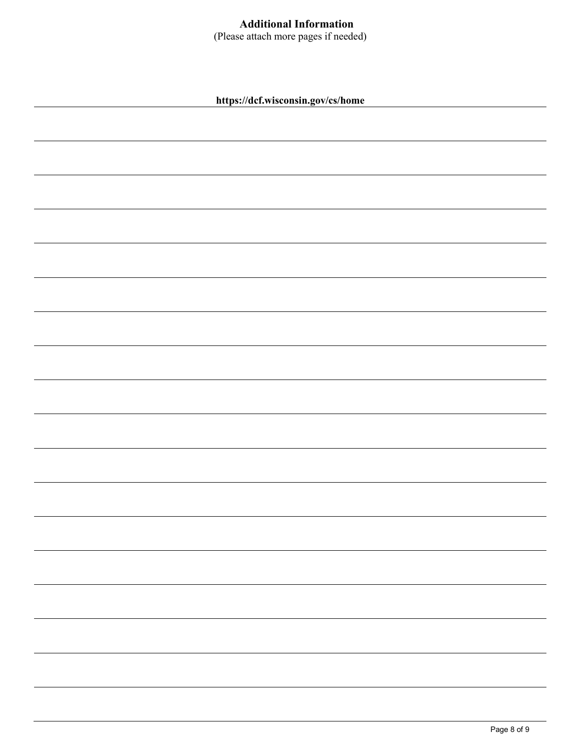## Additional Information

(Please attach more pages if needed)

**https://dcf.wisconsin.gov/cs/home**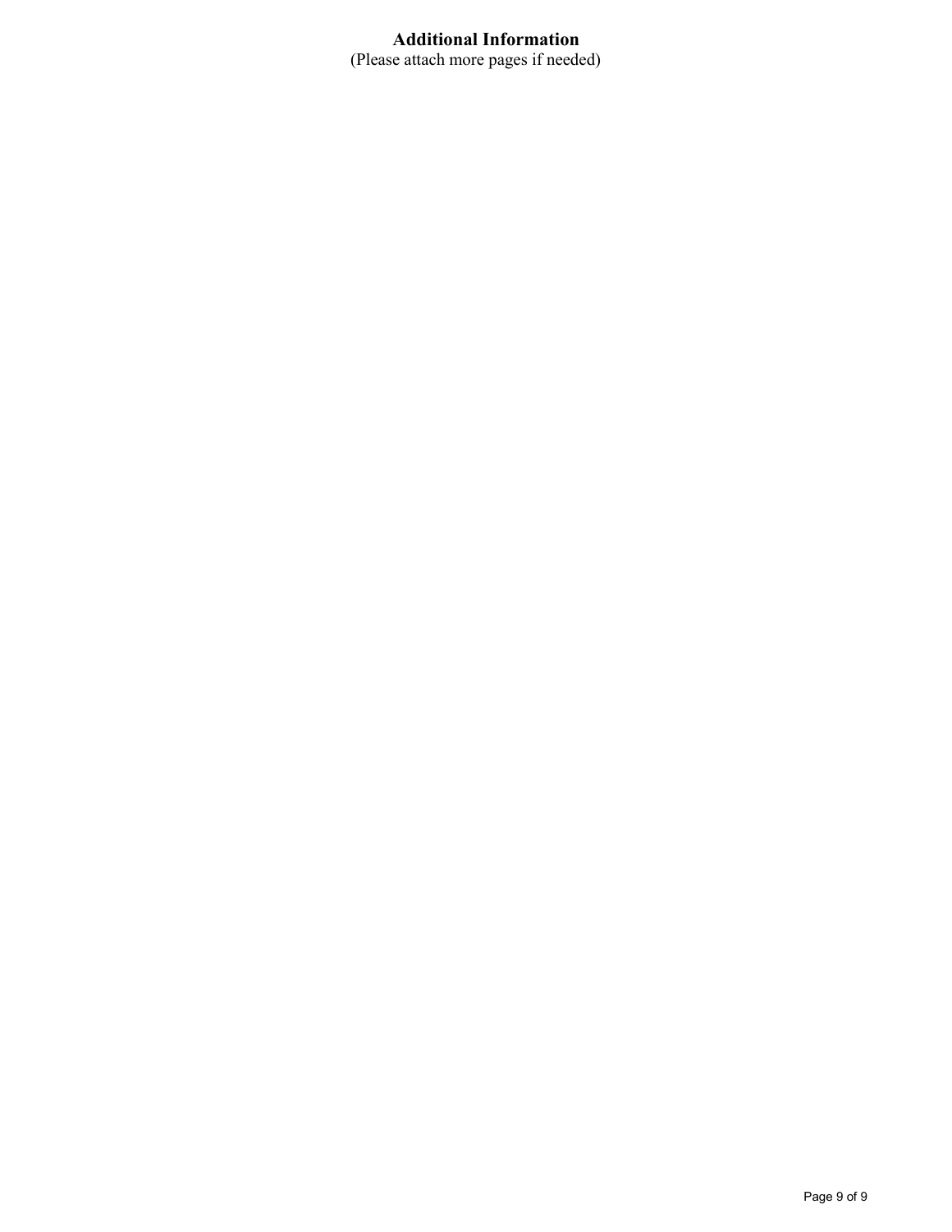## Additional Information

(Please attach more pages if needed)